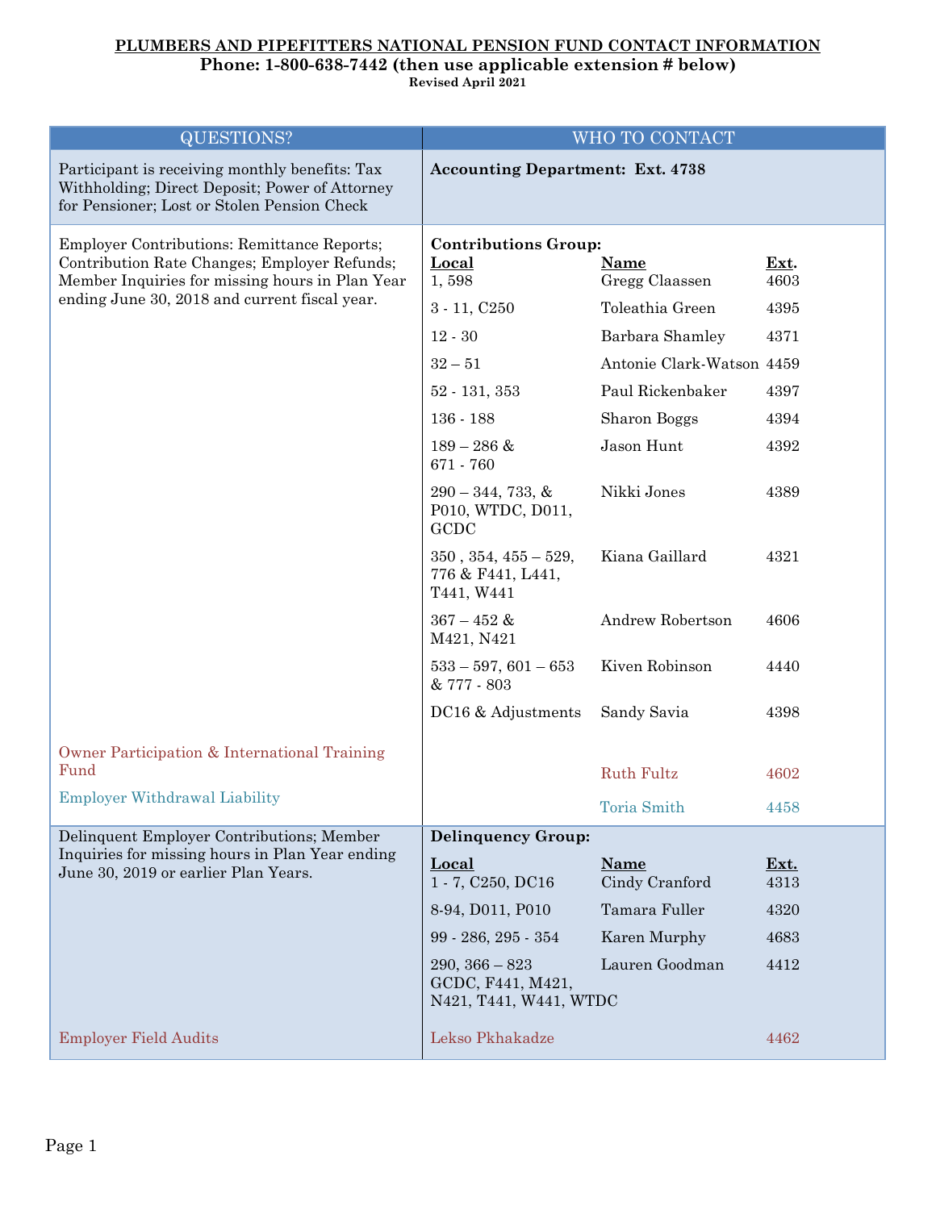# PLUMBERS AND PIPEFITTERS NATIONAL PENSION FUND CONTACT INFORMATION

**Phone: 1-800-638-7442 (then use applicable extension # below)**

**Revised April 2021**

| QUESTIONS? | WHO TO CONTACT | | |
|---|---|---|---|
| Participant is receiving monthly benefits: Tax Withholding; Direct Deposit; Power of Attorney for Pensioner; Lost or Stolen Pension Check | **Accounting Department: Ext. 4738** | | |
| Employer Contributions: Remittance Reports; Contribution Rate Changes; Employer Refunds; Member Inquiries for missing hours in Plan Year ending June 30, 2018 and current fiscal year. | **Contributions Group:** | | |
| | **Local** | **Name** | **Ext.** |
| | 1, 598 | Gregg Claassen | 4603 |
| | 3 - 11, C250 | Toleathia Green | 4395 |
| | 12 - 30 | Barbara Shamley | 4371 |
| | 32 – 51 | Antonie Clark-Watson | 4459 |
| | 52 - 131, 353 | Paul Rickenbaker | 4397 |
| | 136 - 188 | Sharon Boggs | 4394 |
| | 189 – 286 & 671 - 760 | Jason Hunt | 4392 |
| | 290 – 344, 733, & P010, WTDC, D011, GCDC | Nikki Jones | 4389 |
| | 350 , 354, 455 – 529, 776 & F441, L441, T441, W441 | Kiana Gaillard | 4321 |
| | 367 – 452 & M421, N421 | Andrew Robertson | 4606 |
| | 533 – 597, 601 – 653 & 777 - 803 | Kiven Robinson | 4440 |
| | DC16 & Adjustments | Sandy Savia | 4398 |
| Owner Participation & International Training Fund | | Ruth Fultz | 4602 |
| Employer Withdrawal Liability | | Toria Smith | 4458 |
| Delinquent Employer Contributions; Member Inquiries for missing hours in Plan Year ending June 30, 2019 or earlier Plan Years. | **Delinquency Group:** | | |
| | **Local** | **Name** | **Ext.** |
| | 1 - 7, C250, DC16 | Cindy Cranford | 4313 |
| | 8-94, D011, P010 | Tamara Fuller | 4320 |
| | 99 - 286, 295 - 354 | Karen Murphy | 4683 |
| | 290, 366 – 823 GCDC, F441, M421, N421, T441, W441, WTDC | Lauren Goodman | 4412 |
| Employer Field Audits | Lekso Pkhakadze | | 4462 |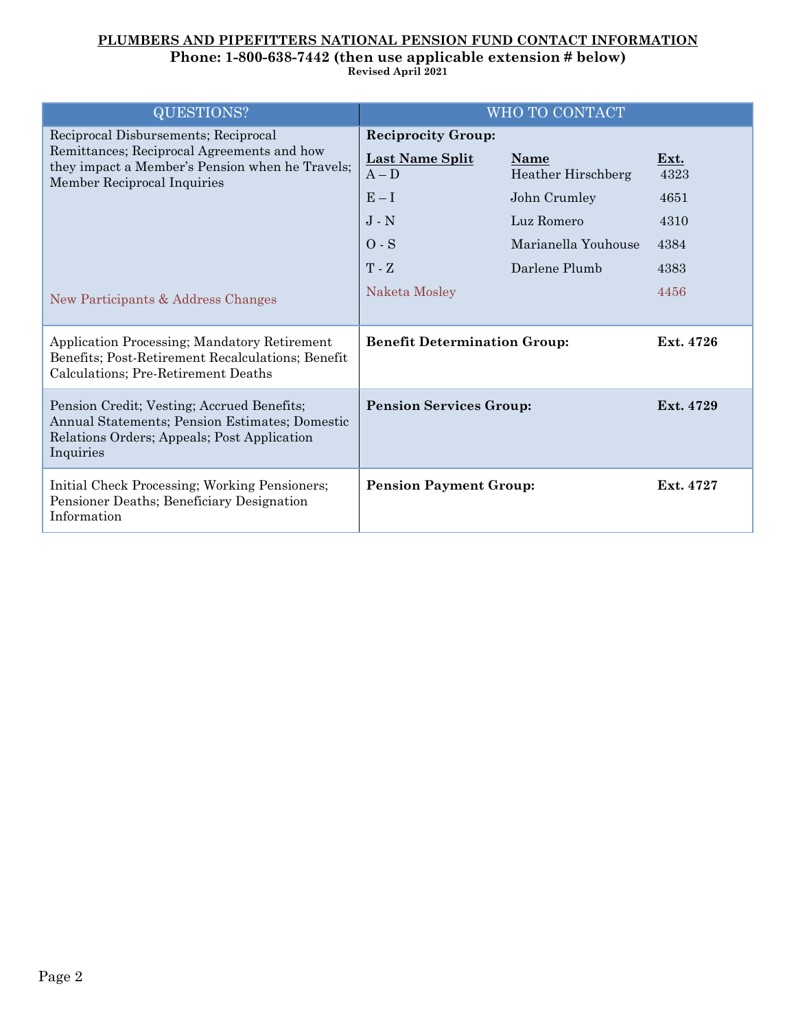**PLUMBERS AND PIPEFITTERS NATIONAL PENSION FUND CONTACT INFORMATION**

**Phone: 1-800-638-7442 (then use applicable extension # below)**

**Revised April 2021**

| QUESTIONS? | WHO TO CONTACT | | |
|---|---|---|---|
| Reciprocal Disbursements; Reciprocal Remittances; Reciprocal Agreements and how they impact a Member's Pension when he Travels; Member Reciprocal Inquiries | **Reciprocity Group:** | | |
| | **Last Name Split** | **Name** | **Ext.** |
| | A – D | Heather Hirschberg | 4323 |
| | E – I | John Crumley | 4651 |
| | J - N | Luz Romero | 4310 |
| | O - S | Marianella Youhouse | 4384 |
| | T - Z | Darlene Plumb | 4383 |
| New Participants & Address Changes | Naketa Mosley | | 4456 |
| Application Processing; Mandatory Retirement Benefits; Post-Retirement Recalculations; Benefit Calculations; Pre-Retirement Deaths | **Benefit Determination Group:** | | **Ext. 4726** |
| Pension Credit; Vesting; Accrued Benefits; Annual Statements; Pension Estimates; Domestic Relations Orders; Appeals; Post Application Inquiries | **Pension Services Group:** | | **Ext. 4729** |
| Initial Check Processing; Working Pensioners; Pensioner Deaths; Beneficiary Designation Information | **Pension Payment Group:** | | **Ext. 4727** |